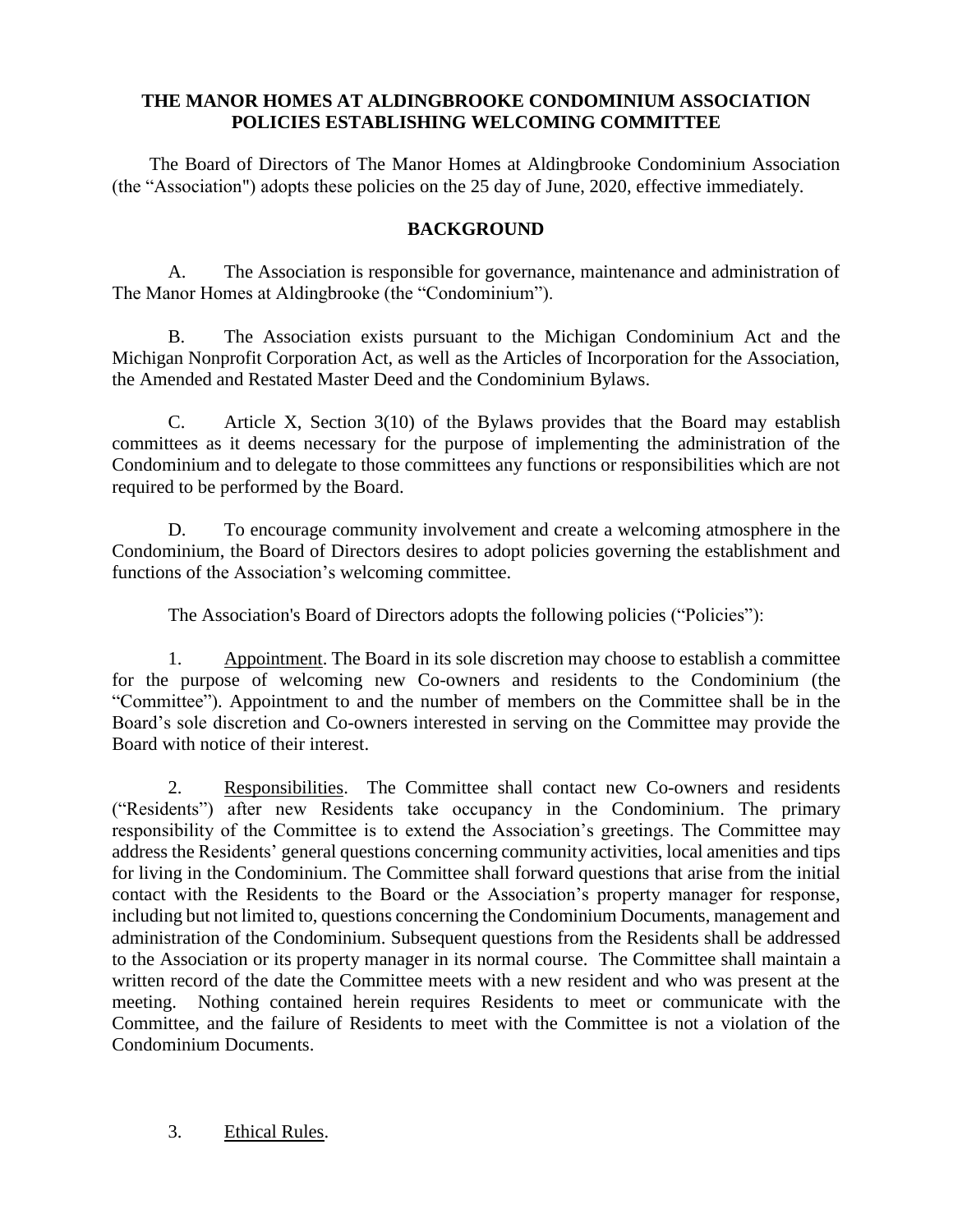**THE MANOR HOMES AT ALDINGBROOKE CONDOMINIUM ASSOCIATION POLICIES ESTABLISHING WELCOMING COMMITTEE**

The Board of Directors of The Manor Homes at Aldingbrooke Condominium Association (the "Association") adopts these policies on the 25 day of June, 2020, effective immediately.

**BACKGROUND**

A. The Association is responsible for governance, maintenance and administration of The Manor Homes at Aldingbrooke (the "Condominium").

B. The Association exists pursuant to the Michigan Condominium Act and the Michigan Nonprofit Corporation Act, as well as the Articles of Incorporation for the Association, the Amended and Restated Master Deed and the Condominium Bylaws.

C. Article X, Section 3(10) of the Bylaws provides that the Board may establish committees as it deems necessary for the purpose of implementing the administration of the Condominium and to delegate to those committees any functions or responsibilities which are not required to be performed by the Board.

D. To encourage community involvement and create a welcoming atmosphere in the Condominium, the Board of Directors desires to adopt policies governing the establishment and functions of the Association's welcoming committee.

The Association's Board of Directors adopts the following policies ("Policies"):

1. Appointment. The Board in its sole discretion may choose to establish a committee for the purpose of welcoming new Co-owners and residents to the Condominium (the "Committee"). Appointment to and the number of members on the Committee shall be in the Board's sole discretion and Co-owners interested in serving on the Committee may provide the Board with notice of their interest.

2. Responsibilities. The Committee shall contact new Co-owners and residents ("Residents") after new Residents take occupancy in the Condominium. The primary responsibility of the Committee is to extend the Association's greetings. The Committee may address the Residents' general questions concerning community activities, local amenities and tips for living in the Condominium. The Committee shall forward questions that arise from the initial contact with the Residents to the Board or the Association's property manager for response, including but not limited to, questions concerning the Condominium Documents, management and administration of the Condominium. Subsequent questions from the Residents shall be addressed to the Association or its property manager in its normal course. The Committee shall maintain a written record of the date the Committee meets with a new resident and who was present at the meeting. Nothing contained herein requires Residents to meet or communicate with the Committee, and the failure of Residents to meet with the Committee is not a violation of the Condominium Documents.

3. Ethical Rules.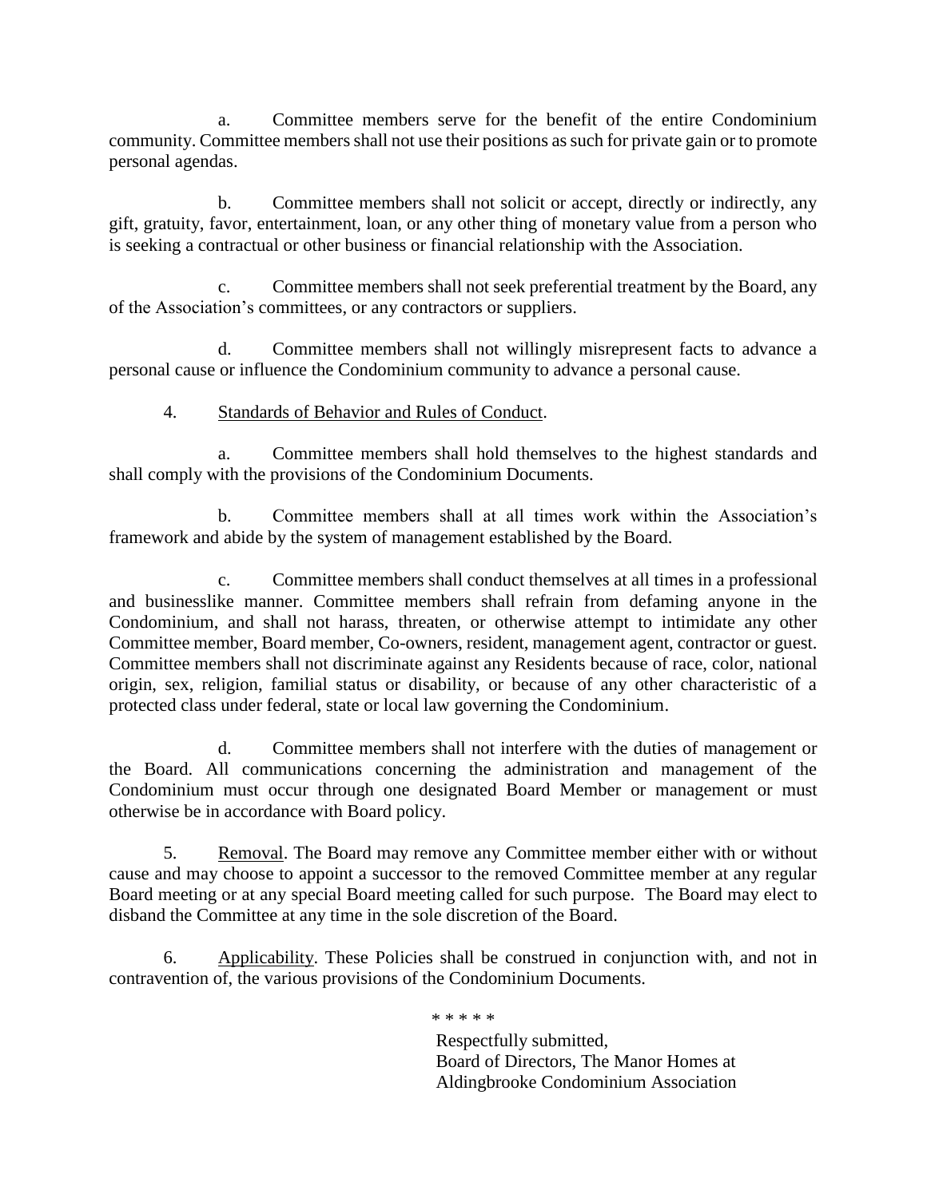a. Committee members serve for the benefit of the entire Condominium community. Committee members shall not use their positions as such for private gain or to promote personal agendas.

b. Committee members shall not solicit or accept, directly or indirectly, any gift, gratuity, favor, entertainment, loan, or any other thing of monetary value from a person who is seeking a contractual or other business or financial relationship with the Association.

c. Committee members shall not seek preferential treatment by the Board, any of the Association's committees, or any contractors or suppliers.

d. Committee members shall not willingly misrepresent facts to advance a personal cause or influence the Condominium community to advance a personal cause.

4. <u>Standards of Behavior and Rules of Conduct</u>.

a. Committee members shall hold themselves to the highest standards and shall comply with the provisions of the Condominium Documents.

b. Committee members shall at all times work within the Association's framework and abide by the system of management established by the Board.

c. Committee members shall conduct themselves at all times in a professional and businesslike manner. Committee members shall refrain from defaming anyone in the Condominium, and shall not harass, threaten, or otherwise attempt to intimidate any other Committee member, Board member, Co-owners, resident, management agent, contractor or guest. Committee members shall not discriminate against any Residents because of race, color, national origin, sex, religion, familial status or disability, or because of any other characteristic of a protected class under federal, state or local law governing the Condominium.

d. Committee members shall not interfere with the duties of management or the Board. All communications concerning the administration and management of the Condominium must occur through one designated Board Member or management or must otherwise be in accordance with Board policy.

5. <u>Removal</u>. The Board may remove any Committee member either with or without cause and may choose to appoint a successor to the removed Committee member at any regular Board meeting or at any special Board meeting called for such purpose. The Board may elect to disband the Committee at any time in the sole discretion of the Board.

6. <u>Applicability</u>. These Policies shall be construed in conjunction with, and not in contravention of, the various provisions of the Condominium Documents.

* * * * *

Respectfully submitted,
Board of Directors, The Manor Homes at
Aldingbrooke Condominium Association